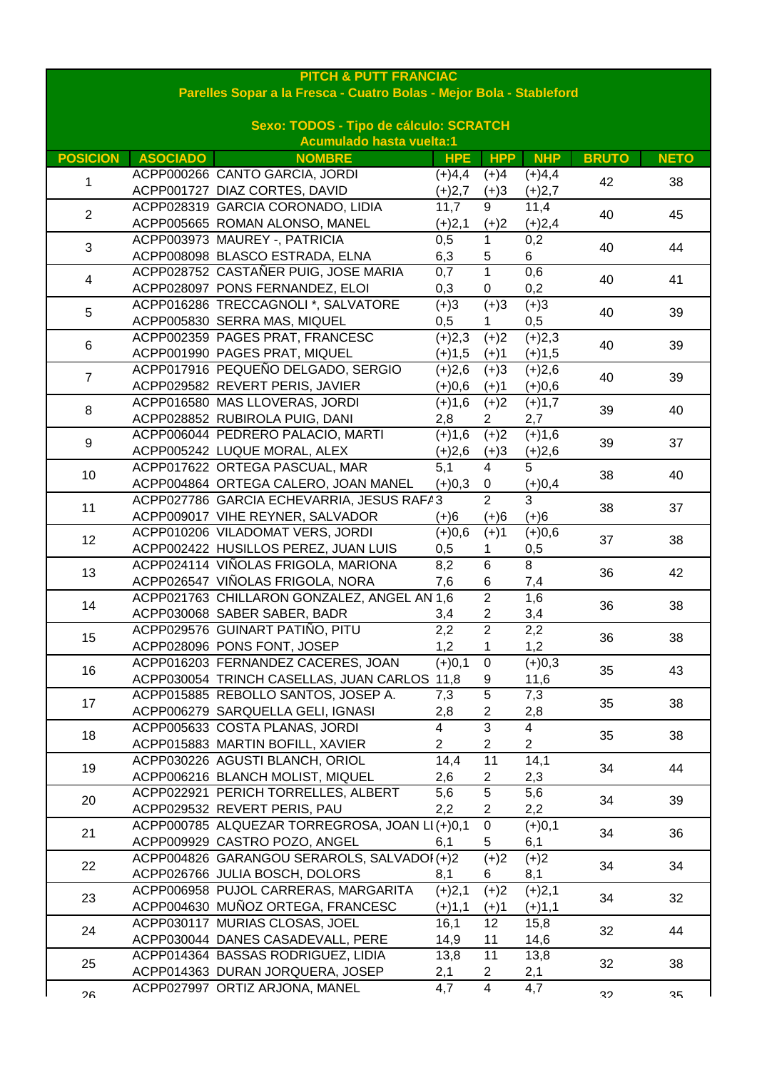**PITCH & PUTT FRANCIAC**

**Parelles Sopar a la Fresca - Cuatro Bolas - Mejor Bola - Stableford**

**Sexo: TODOS - Tipo de cálculo: SCRATCH**

**Acumulado hasta vuelta:1**

| POSICION | ASOCIADO | NOMBRE | HPE | HPP | NHP | BRUTO | NETO |
|---|---|---|---|---|---|---|---|
| 1 | ACPP000266 | CANTO GARCIA, JORDI | (+)4,4 | (+)4 | (+)4,4 | 42 | 38 |
| | ACPP001727 | DIAZ CORTES, DAVID | (+)2,7 | (+)3 | (+)2,7 | | |
| 2 | ACPP028319 | GARCIA CORONADO, LIDIA | 11,7 | 9 | 11,4 | 40 | 45 |
| | ACPP005665 | ROMAN ALONSO, MANEL | (+)2,1 | (+)2 | (+)2,4 | | |
| 3 | ACPP003973 | MAUREY -, PATRICIA | 0,5 | 1 | 0,2 | 40 | 44 |
| | ACPP008098 | BLASCO ESTRADA, ELNA | 6,3 | 5 | 6 | | |
| 4 | ACPP028752 | CASTAÑER PUIG, JOSE MARIA | 0,7 | 1 | 0,6 | 40 | 41 |
| | ACPP028097 | PONS FERNANDEZ, ELOI | 0,3 | 0 | 0,2 | | |
| 5 | ACPP016286 | TRECCAGNOLI *, SALVATORE | (+)3 | (+)3 | (+)3 | 40 | 39 |
| | ACPP005830 | SERRA MAS, MIQUEL | 0,5 | 1 | 0,5 | | |
| 6 | ACPP002359 | PAGES PRAT, FRANCESC | (+)2,3 | (+)2 | (+)2,3 | 40 | 39 |
| | ACPP001990 | PAGES PRAT, MIQUEL | (+)1,5 | (+)1 | (+)1,5 | | |
| 7 | ACPP017916 | PEQUEÑO DELGADO, SERGIO | (+)2,6 | (+)3 | (+)2,6 | 40 | 39 |
| | ACPP029582 | REVERT PERIS, JAVIER | (+)0,6 | (+)1 | (+)0,6 | | |
| 8 | ACPP016580 | MAS LLOVERAS, JORDI | (+)1,6 | (+)2 | (+)1,7 | 39 | 40 |
| | ACPP028852 | RUBIROLA PUIG, DANI | 2,8 | 2 | 2,7 | | |
| 9 | ACPP006044 | PEDRERO PALACIO, MARTI | (+)1,6 | (+)2 | (+)1,6 | 39 | 37 |
| | ACPP005242 | LUQUE MORAL, ALEX | (+)2,6 | (+)3 | (+)2,6 | | |
| 10 | ACPP017622 | ORTEGA PASCUAL, MAR | 5,1 | 4 | 5 | 38 | 40 |
| | ACPP004864 | ORTEGA CALERO, JOAN MANEL | (+)0,3 | 0 | (+)0,4 | | |
| 11 | ACPP027786 | GARCIA ECHEVARRIA, JESUS RAFA | 3 | 2 | 3 | 38 | 37 |
| | ACPP009017 | VIHE REYNER, SALVADOR | (+)6 | (+)6 | (+)6 | | |
| 12 | ACPP010206 | VILADOMAT VERS, JORDI | (+)0,6 | (+)1 | (+)0,6 | 37 | 38 |
| | ACPP002422 | HUSILLOS PEREZ, JUAN LUIS | 0,5 | 1 | 0,5 | | |
| 13 | ACPP024114 | VIÑOLAS FRIGOLA, MARIONA | 8,2 | 6 | 8 | 36 | 42 |
| | ACPP026547 | VIÑOLAS FRIGOLA, NORA | 7,6 | 6 | 7,4 | | |
| 14 | ACPP021763 | CHILLARON GONZALEZ, ANGEL AN | 1,6 | 2 | 1,6 | 36 | 38 |
| | ACPP030068 | SABER SABER, BADR | 3,4 | 2 | 3,4 | | |
| 15 | ACPP029576 | GUINART PATIÑO, PITU | 2,2 | 2 | 2,2 | 36 | 38 |
| | ACPP028096 | PONS FONT, JOSEP | 1,2 | 1 | 1,2 | | |
| 16 | ACPP016203 | FERNANDEZ CACERES, JOAN | (+)0,1 | 0 | (+)0,3 | 35 | 43 |
| | ACPP030054 | TRINCH CASELLAS, JUAN CARLOS | 11,8 | 9 | 11,6 | | |
| 17 | ACPP015885 | REBOLLO SANTOS, JOSEP A. | 7,3 | 5 | 7,3 | 35 | 38 |
| | ACPP006279 | SARQUELLA GELI, IGNASI | 2,8 | 2 | 2,8 | | |
| 18 | ACPP005633 | COSTA PLANAS, JORDI | 4 | 3 | 4 | 35 | 38 |
| | ACPP015883 | MARTIN BOFILL, XAVIER | 2 | 2 | 2 | | |
| 19 | ACPP030226 | AGUSTI BLANCH, ORIOL | 14,4 | 11 | 14,1 | 34 | 44 |
| | ACPP006216 | BLANCH MOLIST, MIQUEL | 2,6 | 2 | 2,3 | | |
| 20 | ACPP022921 | PERICH TORRELLES, ALBERT | 5,6 | 5 | 5,6 | 34 | 39 |
| | ACPP029532 | REVERT PERIS, PAU | 2,2 | 2 | 2,2 | | |
| 21 | ACPP000785 | ALQUEZAR TORREGROSA, JOAN LI | (+)0,1 | 0 | (+)0,1 | 34 | 36 |
| | ACPP009929 | CASTRO POZO, ANGEL | 6,1 | 5 | 6,1 | | |
| 22 | ACPP004826 | GARANGOU SERAROLS, SALVADOI | (+)2 | (+)2 | (+)2 | 34 | 34 |
| | ACPP026766 | JULIA BOSCH, DOLORS | 8,1 | 6 | 8,1 | | |
| 23 | ACPP006958 | PUJOL CARRERAS, MARGARITA | (+)2,1 | (+)2 | (+)2,1 | 34 | 32 |
| | ACPP004630 | MUÑOZ ORTEGA, FRANCESC | (+)1,1 | (+)1 | (+)1,1 | | |
| 24 | ACPP030117 | MURIAS CLOSAS, JOEL | 16,1 | 12 | 15,8 | 32 | 44 |
| | ACPP030044 | DANES CASADEVALL, PERE | 14,9 | 11 | 14,6 | | |
| 25 | ACPP014364 | BASSAS RODRIGUEZ, LIDIA | 13,8 | 11 | 13,8 | 32 | 38 |
| | ACPP014363 | DURAN JORQUERA, JOSEP | 2,1 | 2 | 2,1 | | |
| 26 | ACPP027997 | ORTIZ ARJONA, MANEL | 4,7 | 4 | 4,7 | 32 | 35 |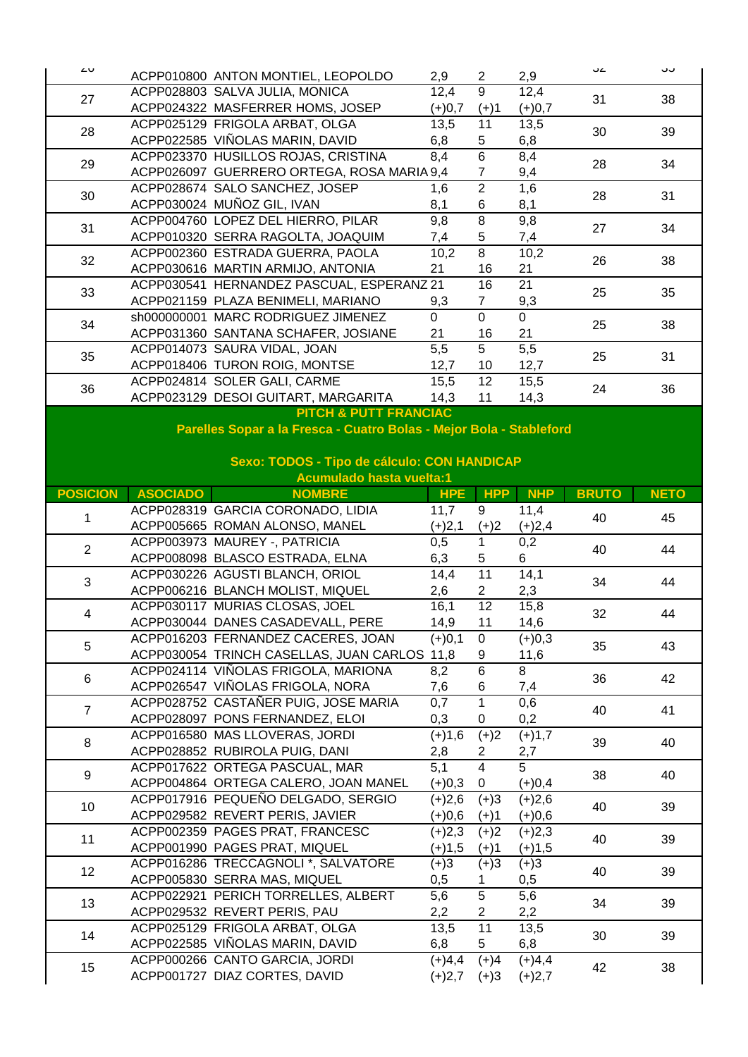| | | | | | | | |
|---|---|---|---|---|---|---|---|
| 26 | ACPP010800 | ANTON MONTIEL, LEOPOLDO | 2,9 | 2 | 2,9 | 32 | 35 |
| 27 | ACPP028803 | SALVA JULIA, MONICA | 12,4 | 9 | 12,4 | 31 | 38 |
| | ACPP024322 | MASFERRER HOMS, JOSEP | (+)0,7 | (+)1 | (+)0,7 | | |
| 28 | ACPP025129 | FRIGOLA ARBAT, OLGA | 13,5 | 11 | 13,5 | 30 | 39 |
| | ACPP022585 | VIÑOLAS MARIN, DAVID | 6,8 | 5 | 6,8 | | |
| 29 | ACPP023370 | HUSILLOS ROJAS, CRISTINA | 8,4 | 6 | 8,4 | 28 | 34 |
| | ACPP026097 | GUERRERO ORTEGA, ROSA MARIA | 9,4 | 7 | 9,4 | | |
| 30 | ACPP028674 | SALO SANCHEZ, JOSEP | 1,6 | 2 | 1,6 | 28 | 31 |
| | ACPP030024 | MUÑOZ GIL, IVAN | 8,1 | 6 | 8,1 | | |
| 31 | ACPP004760 | LOPEZ DEL HIERRO, PILAR | 9,8 | 8 | 9,8 | 27 | 34 |
| | ACPP010320 | SERRA RAGOLTA, JOAQUIM | 7,4 | 5 | 7,4 | | |
| 32 | ACPP002360 | ESTRADA GUERRA, PAOLA | 10,2 | 8 | 10,2 | 26 | 38 |
| | ACPP030616 | MARTIN ARMIJO, ANTONIA | 21 | 16 | 21 | | |
| 33 | ACPP030541 | HERNANDEZ PASCUAL, ESPERANZ | 21 | 16 | 21 | 25 | 35 |
| | ACPP021159 | PLAZA BENIMELI, MARIANO | 9,3 | 7 | 9,3 | | |
| 34 | sh000000001 | MARC RODRIGUEZ JIMENEZ | 0 | 0 | 0 | 25 | 38 |
| | ACPP031360 | SANTANA SCHAFER, JOSIANE | 21 | 16 | 21 | | |
| 35 | ACPP014073 | SAURA VIDAL, JOAN | 5,5 | 5 | 5,5 | 25 | 31 |
| | ACPP018406 | TURON ROIG, MONTSE | 12,7 | 10 | 12,7 | | |
| 36 | ACPP024814 | SOLER GALI, CARME | 15,5 | 12 | 15,5 | 24 | 36 |
| | ACPP023129 | DESOI GUITART, MARGARITA | 14,3 | 11 | 14,3 | | |

**PITCH & PUTT FRANCIAC**

**Parelles Sopar a la Fresca - Cuatro Bolas - Mejor Bola - Stableford**

**Sexo: TODOS - Tipo de cálculo: CON HANDICAP**

**Acumulado hasta vuelta:1**

| POSICION | ASOCIADO | NOMBRE | HPE | HPP | NHP | BRUTO | NETO |
|---|---|---|---|---|---|---|---|
| 1 | ACPP028319 | GARCIA CORONADO, LIDIA | 11,7 | 9 | 11,4 | 40 | 45 |
| | ACPP005665 | ROMAN ALONSO, MANEL | (+)2,1 | (+)2 | (+)2,4 | | |
| 2 | ACPP003973 | MAUREY -, PATRICIA | 0,5 | 1 | 0,2 | 40 | 44 |
| | ACPP008098 | BLASCO ESTRADA, ELNA | 6,3 | 5 | 6 | | |
| 3 | ACPP030226 | AGUSTI BLANCH, ORIOL | 14,4 | 11 | 14,1 | 34 | 44 |
| | ACPP006216 | BLANCH MOLIST, MIQUEL | 2,6 | 2 | 2,3 | | |
| 4 | ACPP030117 | MURIAS CLOSAS, JOEL | 16,1 | 12 | 15,8 | 32 | 44 |
| | ACPP030044 | DANES CASADEVALL, PERE | 14,9 | 11 | 14,6 | | |
| 5 | ACPP016203 | FERNANDEZ CACERES, JOAN | (+)0,1 | 0 | (+)0,3 | 35 | 43 |
| | ACPP030054 | TRINCH CASELLAS, JUAN CARLOS | 11,8 | 9 | 11,6 | | |
| 6 | ACPP024114 | VIÑOLAS FRIGOLA, MARIONA | 8,2 | 6 | 8 | 36 | 42 |
| | ACPP026547 | VIÑOLAS FRIGOLA, NORA | 7,6 | 6 | 7,4 | | |
| 7 | ACPP028752 | CASTAÑER PUIG, JOSE MARIA | 0,7 | 1 | 0,6 | 40 | 41 |
| | ACPP028097 | PONS FERNANDEZ, ELOI | 0,3 | 0 | 0,2 | | |
| 8 | ACPP016580 | MAS LLOVERAS, JORDI | (+)1,6 | (+)2 | (+)1,7 | 39 | 40 |
| | ACPP028852 | RUBIROLA PUIG, DANI | 2,8 | 2 | 2,7 | | |
| 9 | ACPP017622 | ORTEGA PASCUAL, MAR | 5,1 | 4 | 5 | 38 | 40 |
| | ACPP004864 | ORTEGA CALERO, JOAN MANEL | (+)0,3 | 0 | (+)0,4 | | |
| 10 | ACPP017916 | PEQUEÑO DELGADO, SERGIO | (+)2,6 | (+)3 | (+)2,6 | 40 | 39 |
| | ACPP029582 | REVERT PERIS, JAVIER | (+)0,6 | (+)1 | (+)0,6 | | |
| 11 | ACPP002359 | PAGES PRAT, FRANCESC | (+)2,3 | (+)2 | (+)2,3 | 40 | 39 |
| | ACPP001990 | PAGES PRAT, MIQUEL | (+)1,5 | (+)1 | (+)1,5 | | |
| 12 | ACPP016286 | TRECCAGNOLI *, SALVATORE | (+)3 | (+)3 | (+)3 | 40 | 39 |
| | ACPP005830 | SERRA MAS, MIQUEL | 0,5 | 1 | 0,5 | | |
| 13 | ACPP022921 | PERICH TORRELLES, ALBERT | 5,6 | 5 | 5,6 | 34 | 39 |
| | ACPP029532 | REVERT PERIS, PAU | 2,2 | 2 | 2,2 | | |
| 14 | ACPP025129 | FRIGOLA ARBAT, OLGA | 13,5 | 11 | 13,5 | 30 | 39 |
| | ACPP022585 | VIÑOLAS MARIN, DAVID | 6,8 | 5 | 6,8 | | |
| 15 | ACPP000266 | CANTO GARCIA, JORDI | (+)4,4 | (+)4 | (+)4,4 | 42 | 38 |
| | ACPP001727 | DIAZ CORTES, DAVID | (+)2,7 | (+)3 | (+)2,7 | | |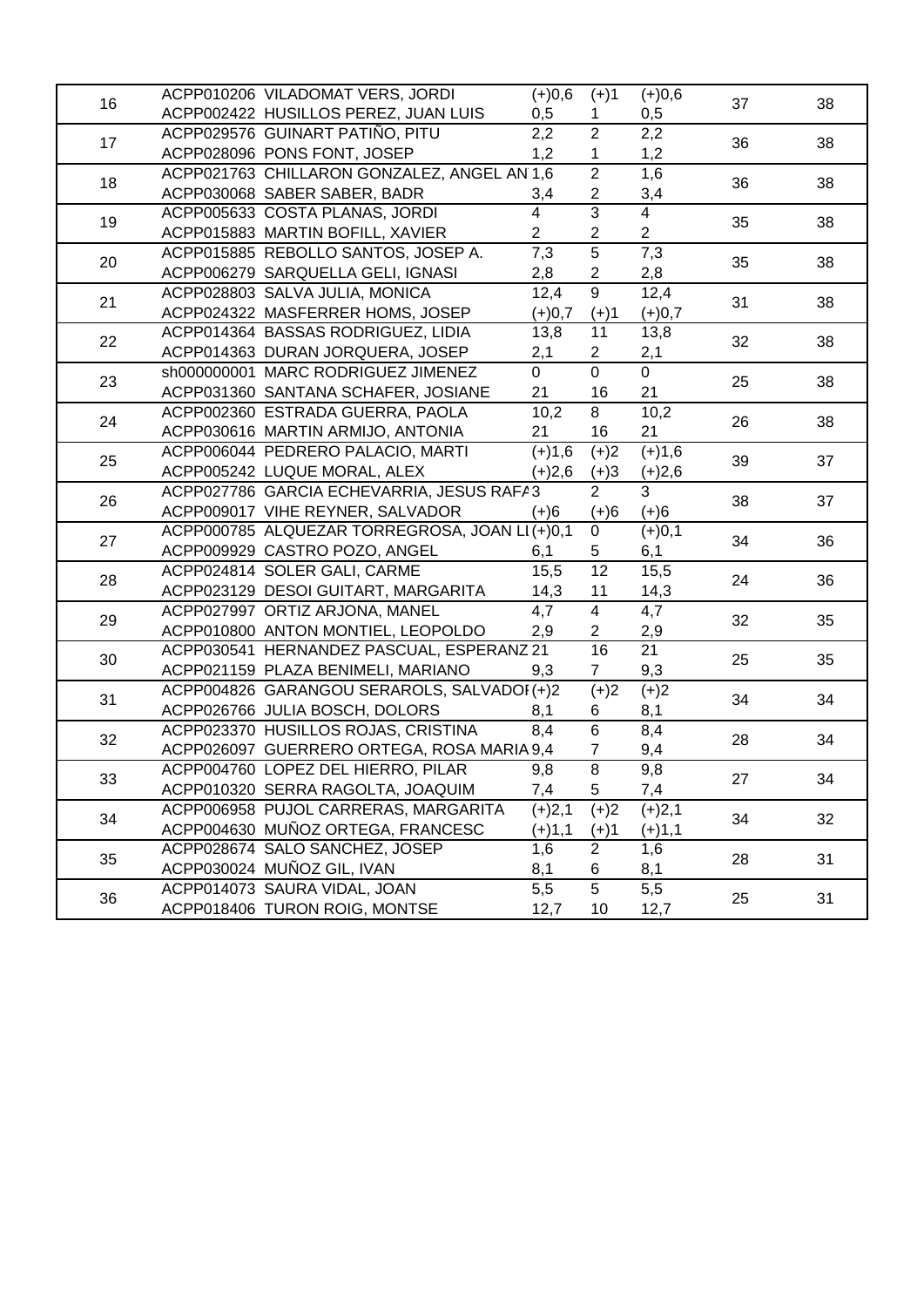| | | | | | | |
|---|---|---|---|---|---|---|
| 16 | ACPP010206 VILADOMAT VERS, JORDI | (+)0,6 | (+)1 | (+)0,6 | 37 | 38 |
| | ACPP002422 HUSILLOS PEREZ, JUAN LUIS | 0,5 | 1 | 0,5 | | |
| 17 | ACPP029576 GUINART PATIÑO, PITU | 2,2 | 2 | 2,2 | 36 | 38 |
| | ACPP028096 PONS FONT, JOSEP | 1,2 | 1 | 1,2 | | |
| 18 | ACPP021763 CHILLARON GONZALEZ, ANGEL AN | 1,6 | 2 | 1,6 | 36 | 38 |
| | ACPP030068 SABER SABER, BADR | 3,4 | 2 | 3,4 | | |
| 19 | ACPP005633 COSTA PLANAS, JORDI | 4 | 3 | 4 | 35 | 38 |
| | ACPP015883 MARTIN BOFILL, XAVIER | 2 | 2 | 2 | | |
| 20 | ACPP015885 REBOLLO SANTOS, JOSEP A. | 7,3 | 5 | 7,3 | 35 | 38 |
| | ACPP006279 SARQUELLA GELI, IGNASI | 2,8 | 2 | 2,8 | | |
| 21 | ACPP028803 SALVA JULIA, MONICA | 12,4 | 9 | 12,4 | 31 | 38 |
| | ACPP024322 MASFERRER HOMS, JOSEP | (+)0,7 | (+)1 | (+)0,7 | | |
| 22 | ACPP014364 BASSAS RODRIGUEZ, LIDIA | 13,8 | 11 | 13,8 | 32 | 38 |
| | ACPP014363 DURAN JORQUERA, JOSEP | 2,1 | 2 | 2,1 | | |
| 23 | sh000000001 MARC RODRIGUEZ JIMENEZ | 0 | 0 | 0 | 25 | 38 |
| | ACPP031360 SANTANA SCHAFER, JOSIANE | 21 | 16 | 21 | | |
| 24 | ACPP002360 ESTRADA GUERRA, PAOLA | 10,2 | 8 | 10,2 | 26 | 38 |
| | ACPP030616 MARTIN ARMIJO, ANTONIA | 21 | 16 | 21 | | |
| 25 | ACPP006044 PEDRERO PALACIO, MARTI | (+)1,6 | (+)2 | (+)1,6 | 39 | 37 |
| | ACPP005242 LUQUE MORAL, ALEX | (+)2,6 | (+)3 | (+)2,6 | | |
| 26 | ACPP027786 GARCIA ECHEVARRIA, JESUS RAFA | 3 | 2 | 3 | 38 | 37 |
| | ACPP009017 VIHE REYNER, SALVADOR | (+)6 | (+)6 | (+)6 | | |
| 27 | ACPP000785 ALQUEZAR TORREGROSA, JOAN LI | (+)0,1 | 0 | (+)0,1 | 34 | 36 |
| | ACPP009929 CASTRO POZO, ANGEL | 6,1 | 5 | 6,1 | | |
| 28 | ACPP024814 SOLER GALI, CARME | 15,5 | 12 | 15,5 | 24 | 36 |
| | ACPP023129 DESOI GUITART, MARGARITA | 14,3 | 11 | 14,3 | | |
| 29 | ACPP027997 ORTIZ ARJONA, MANEL | 4,7 | 4 | 4,7 | 32 | 35 |
| | ACPP010800 ANTON MONTIEL, LEOPOLDO | 2,9 | 2 | 2,9 | | |
| 30 | ACPP030541 HERNANDEZ PASCUAL, ESPERANZ | 21 | 16 | 21 | 25 | 35 |
| | ACPP021159 PLAZA BENIMELI, MARIANO | 9,3 | 7 | 9,3 | | |
| 31 | ACPP004826 GARANGOU SERAROLS, SALVADOI | (+)2 | (+)2 | (+)2 | 34 | 34 |
| | ACPP026766 JULIA BOSCH, DOLORS | 8,1 | 6 | 8,1 | | |
| 32 | ACPP023370 HUSILLOS ROJAS, CRISTINA | 8,4 | 6 | 8,4 | 28 | 34 |
| | ACPP026097 GUERRERO ORTEGA, ROSA MARIA | 9,4 | 7 | 9,4 | | |
| 33 | ACPP004760 LOPEZ DEL HIERRO, PILAR | 9,8 | 8 | 9,8 | 27 | 34 |
| | ACPP010320 SERRA RAGOLTA, JOAQUIM | 7,4 | 5 | 7,4 | | |
| 34 | ACPP006958 PUJOL CARRERAS, MARGARITA | (+)2,1 | (+)2 | (+)2,1 | 34 | 32 |
| | ACPP004630 MUÑOZ ORTEGA, FRANCESC | (+)1,1 | (+)1 | (+)1,1 | | |
| 35 | ACPP028674 SALO SANCHEZ, JOSEP | 1,6 | 2 | 1,6 | 28 | 31 |
| | ACPP030024 MUÑOZ GIL, IVAN | 8,1 | 6 | 8,1 | | |
| 36 | ACPP014073 SAURA VIDAL, JOAN | 5,5 | 5 | 5,5 | 25 | 31 |
| | ACPP018406 TURON ROIG, MONTSE | 12,7 | 10 | 12,7 | | |